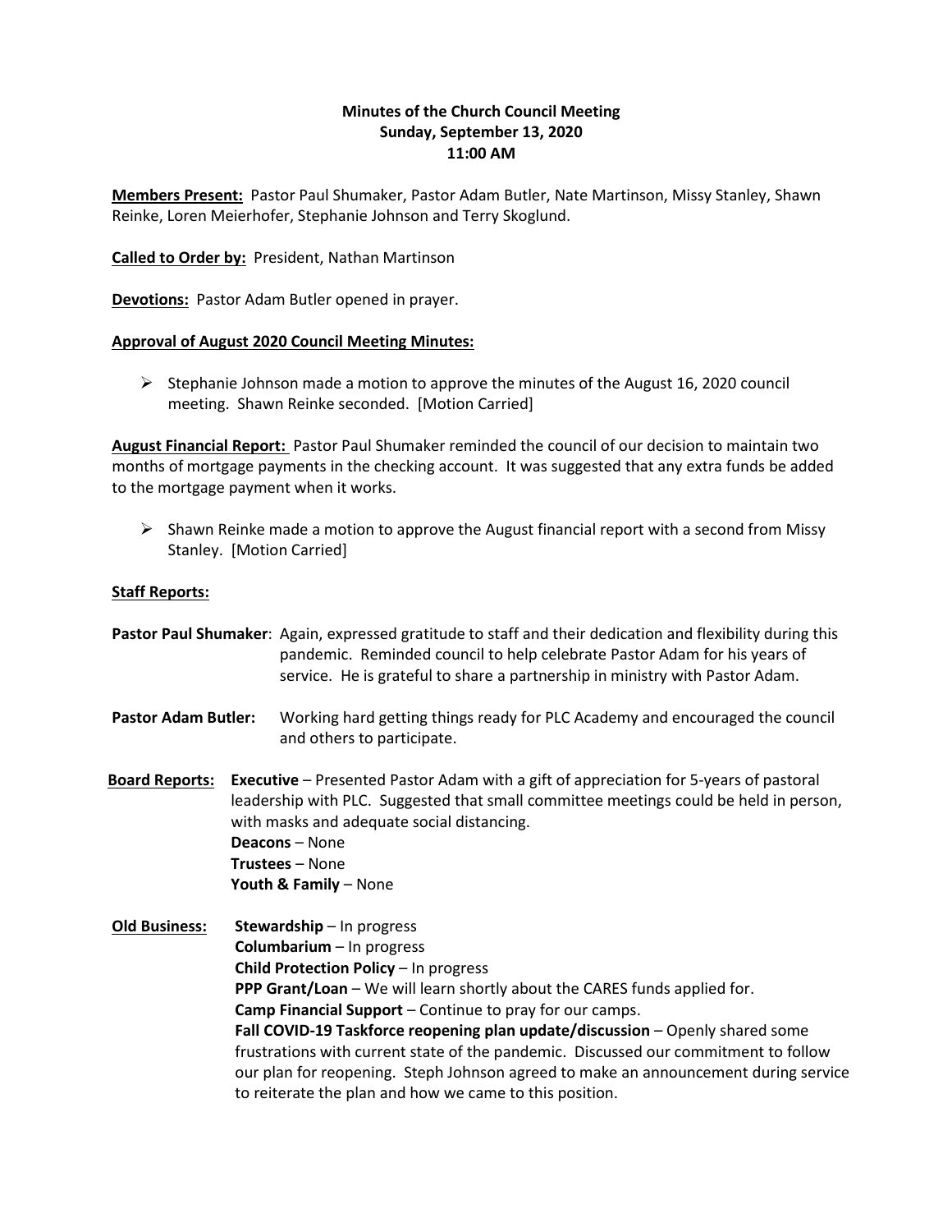# Minutes of the Church Council Meeting
## Sunday, September 13, 2020
## 11:00 AM

**Members Present:** Pastor Paul Shumaker, Pastor Adam Butler, Nate Martinson, Missy Stanley, Shawn Reinke, Loren Meierhofer, Stephanie Johnson and Terry Skoglund.

**Called to Order by:** President, Nathan Martinson

**Devotions:** Pastor Adam Butler opened in prayer.

**Approval of August 2020 Council Meeting Minutes:**

- Stephanie Johnson made a motion to approve the minutes of the August 16, 2020 council meeting. Shawn Reinke seconded. [Motion Carried]

**August Financial Report:** Pastor Paul Shumaker reminded the council of our decision to maintain two months of mortgage payments in the checking account. It was suggested that any extra funds be added to the mortgage payment when it works.

- Shawn Reinke made a motion to approve the August financial report with a second from Missy Stanley. [Motion Carried]

**Staff Reports:**

**Pastor Paul Shumaker**: Again, expressed gratitude to staff and their dedication and flexibility during this pandemic. Reminded council to help celebrate Pastor Adam for his years of service. He is grateful to share a partnership in ministry with Pastor Adam.

**Pastor Adam Butler:** Working hard getting things ready for PLC Academy and encouraged the council and others to participate.

**Board Reports:** **Executive** – Presented Pastor Adam with a gift of appreciation for 5-years of pastoral leadership with PLC. Suggested that small committee meetings could be held in person, with masks and adequate social distancing.
**Deacons** – None
**Trustees** – None
**Youth & Family** – None

**Old Business:** **Stewardship** – In progress
**Columbarium** – In progress
**Child Protection Policy** – In progress
**PPP Grant/Loan** – We will learn shortly about the CARES funds applied for.
**Camp Financial Support** – Continue to pray for our camps.
**Fall COVID-19 Taskforce reopening plan update/discussion** – Openly shared some frustrations with current state of the pandemic. Discussed our commitment to follow our plan for reopening. Steph Johnson agreed to make an announcement during service to reiterate the plan and how we came to this position.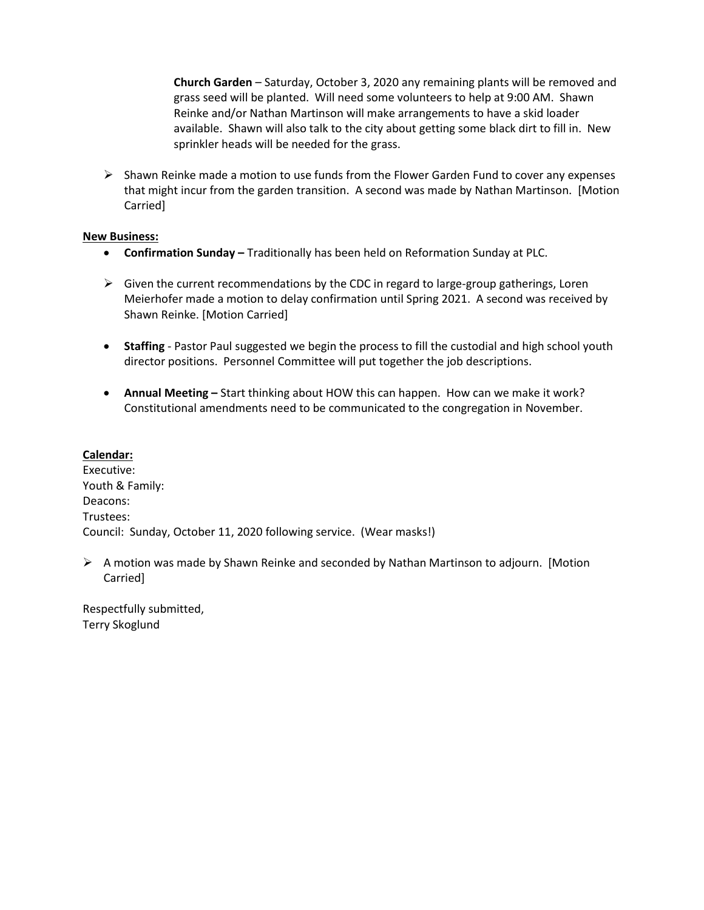**Church Garden** – Saturday, October 3, 2020 any remaining plants will be removed and grass seed will be planted. Will need some volunteers to help at 9:00 AM. Shawn Reinke and/or Nathan Martinson will make arrangements to have a skid loader available. Shawn will also talk to the city about getting some black dirt to fill in. New sprinkler heads will be needed for the grass.

- Shawn Reinke made a motion to use funds from the Flower Garden Fund to cover any expenses that might incur from the garden transition. A second was made by Nathan Martinson. [Motion Carried]

**New Business:**

- **Confirmation Sunday –** Traditionally has been held on Reformation Sunday at PLC.

  - Given the current recommendations by the CDC in regard to large-group gatherings, Loren Meierhofer made a motion to delay confirmation until Spring 2021. A second was received by Shawn Reinke. [Motion Carried]

- **Staffing** - Pastor Paul suggested we begin the process to fill the custodial and high school youth director positions. Personnel Committee will put together the job descriptions.

- **Annual Meeting –** Start thinking about HOW this can happen. How can we make it work? Constitutional amendments need to be communicated to the congregation in November.

**Calendar:**

Executive:
Youth & Family:
Deacons:
Trustees:
Council: Sunday, October 11, 2020 following service. (Wear masks!)

- A motion was made by Shawn Reinke and seconded by Nathan Martinson to adjourn. [Motion Carried]

Respectfully submitted,
Terry Skoglund